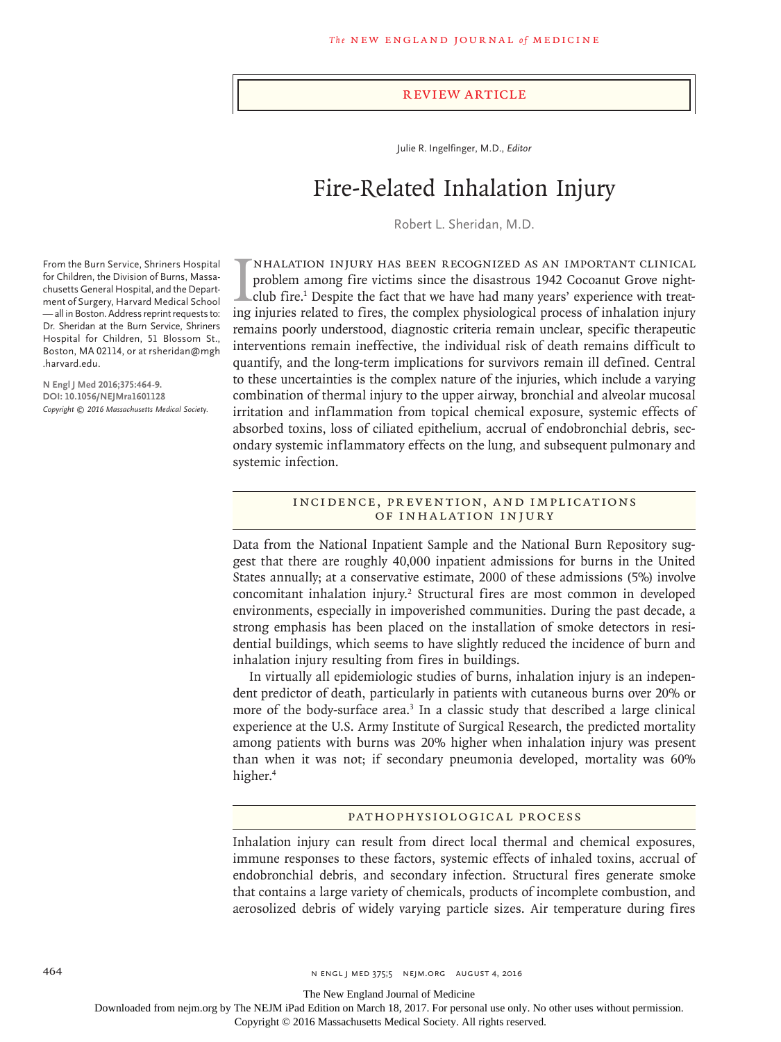REVIEW ARTICLE

Julie R. Ingelfinger, M.D., *Editor*

# Fire-Related Inhalation Injury

Robert L. Sheridan, M.D.

From the Burn Service, Shriners Hospital for Children, the Division of Burns, Massachusetts General Hospital, and the Department of Surgery, Harvard Medical School — all in Boston. Address reprint requests to: Dr. Sheridan at the Burn Service, Shriners Hospital for Children, 51 Blossom St., Boston, MA 02114, or at rsheridan@mgh.harvard.edu.

**N Engl J Med 2016;375:464-9.**
**DOI: 10.1056/NEJMra1601128**
*Copyright © 2016 Massachusetts Medical Society.*

Inhalation injury has been recognized as an important clinical problem among fire victims since the disastrous 1942 Cocoanut Grove nightclub fire.[1] Despite the fact that we have had many years' experience with treating injuries related to fires, the complex physiological process of inhalation injury remains poorly understood, diagnostic criteria remain unclear, specific therapeutic interventions remain ineffective, the individual risk of death remains difficult to quantify, and the long-term implications for survivors remain ill defined. Central to these uncertainties is the complex nature of the injuries, which include a varying combination of thermal injury to the upper airway, bronchial and alveolar mucosal irritation and inflammation from topical chemical exposure, systemic effects of absorbed toxins, loss of ciliated epithelium, accrual of endobronchial debris, secondary systemic inflammatory effects on the lung, and subsequent pulmonary and systemic infection.

## INCIDENCE, PREVENTION, AND IMPLICATIONS OF INHALATION INJURY

Data from the National Inpatient Sample and the National Burn Repository suggest that there are roughly 40,000 inpatient admissions for burns in the United States annually; at a conservative estimate, 2000 of these admissions (5%) involve concomitant inhalation injury.[2] Structural fires are most common in developed environments, especially in impoverished communities. During the past decade, a strong emphasis has been placed on the installation of smoke detectors in residential buildings, which seems to have slightly reduced the incidence of burn and inhalation injury resulting from fires in buildings.

In virtually all epidemiologic studies of burns, inhalation injury is an independent predictor of death, particularly in patients with cutaneous burns over 20% or more of the body-surface area.[3] In a classic study that described a large clinical experience at the U.S. Army Institute of Surgical Research, the predicted mortality among patients with burns was 20% higher when inhalation injury was present than when it was not; if secondary pneumonia developed, mortality was 60% higher.[4]

## PATHOPHYSIOLOGICAL PROCESS

Inhalation injury can result from direct local thermal and chemical exposures, immune responses to these factors, systemic effects of inhaled toxins, accrual of endobronchial debris, and secondary infection. Structural fires generate smoke that contains a large variety of chemicals, products of incomplete combustion, and aerosolized debris of widely varying particle sizes. Air temperature during fires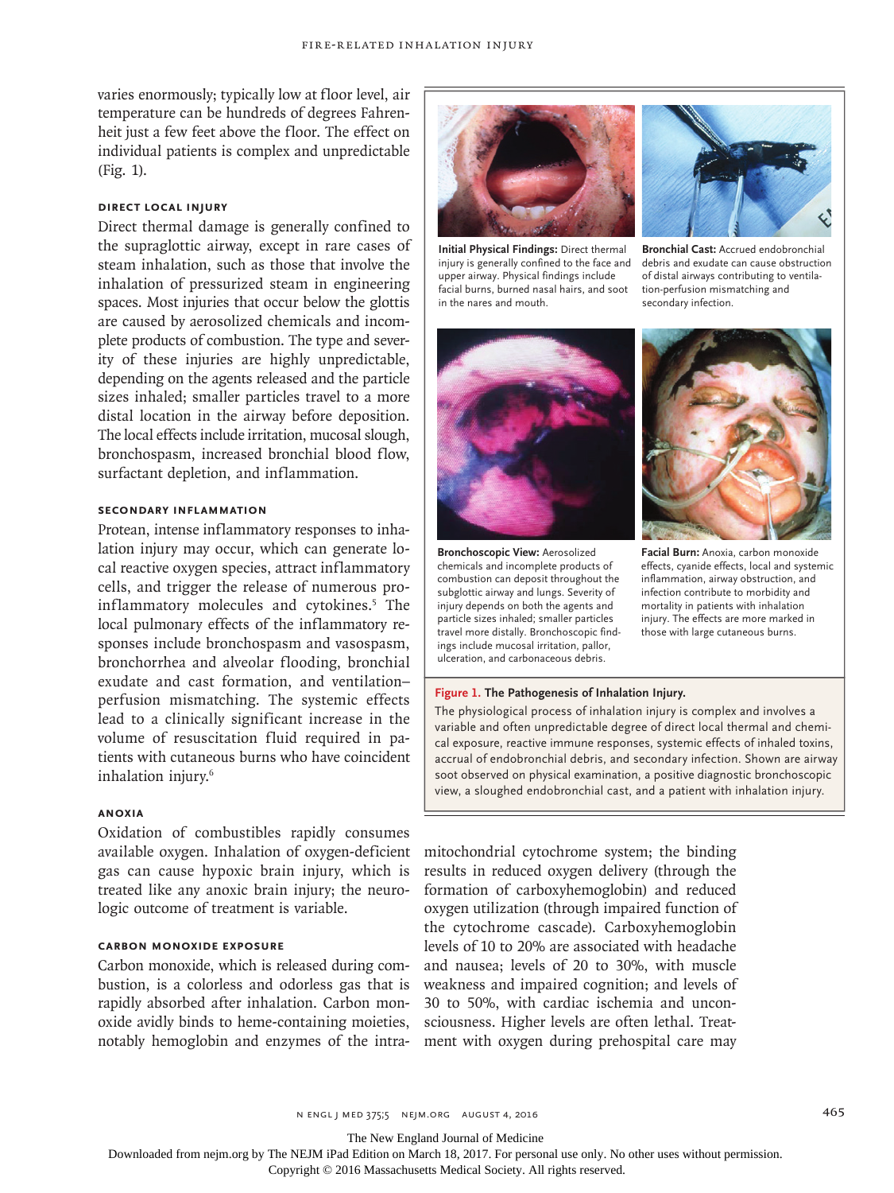varies enormously; typically low at floor level, air temperature can be hundreds of degrees Fahrenheit just a few feet above the floor. The effect on individual patients is complex and unpredictable (Fig. 1).

### Direct Local Injury

Direct thermal damage is generally confined to the supraglottic airway, except in rare cases of steam inhalation, such as those that involve the inhalation of pressurized steam in engineering spaces. Most injuries that occur below the glottis are caused by aerosolized chemicals and incomplete products of combustion. The type and severity of these injuries are highly unpredictable, depending on the agents released and the particle sizes inhaled; smaller particles travel to a more distal location in the airway before deposition. The local effects include irritation, mucosal slough, bronchospasm, increased bronchial blood flow, surfactant depletion, and inflammation.

### Secondary Inflammation

Protean, intense inflammatory responses to inhalation injury may occur, which can generate local reactive oxygen species, attract inflammatory cells, and trigger the release of numerous proinflammatory molecules and cytokines.[5] The local pulmonary effects of the inflammatory responses include bronchospasm and vasospasm, bronchorrhea and alveolar flooding, bronchial exudate and cast formation, and ventilation–perfusion mismatching. The systemic effects lead to a clinically significant increase in the volume of resuscitation fluid required in patients with cutaneous burns who have coincident inhalation injury.[6]

**Initial Physical Findings:** Direct thermal injury is generally confined to the face and upper airway. Physical findings include facial burns, burned nasal hairs, and soot in the nares and mouth.

**Bronchial Cast:** Accrued endobronchial debris and exudate can cause obstruction of distal airways contributing to ventilation-perfusion mismatching and secondary infection.

**Bronchoscopic View:** Aerosolized chemicals and incomplete products of combustion can deposit throughout the subglottic airway and lungs. Severity of injury depends on both the agents and particle sizes inhaled; smaller particles travel more distally. Bronchoscopic findings include mucosal irritation, pallor, ulceration, and carbonaceous debris.

**Facial Burn:** Anoxia, carbon monoxide effects, cyanide effects, local and systemic inflammation, airway obstruction, and infection contribute to morbidity and mortality in patients with inhalation injury. The effects are more marked in those with large cutaneous burns.

**Figure 1. The Pathogenesis of Inhalation Injury.**

The physiological process of inhalation injury is complex and involves a variable and often unpredictable degree of direct local thermal and chemical exposure, reactive immune responses, systemic effects of inhaled toxins, accrual of endobronchial debris, and secondary infection. Shown are airway soot observed on physical examination, a positive diagnostic bronchoscopic view, a sloughed endobronchial cast, and a patient with inhalation injury.

### Anoxia

Oxidation of combustibles rapidly consumes available oxygen. Inhalation of oxygen-deficient gas can cause hypoxic brain injury, which is treated like any anoxic brain injury; the neurologic outcome of treatment is variable.

### Carbon Monoxide Exposure

Carbon monoxide, which is released during combustion, is a colorless and odorless gas that is rapidly absorbed after inhalation. Carbon monoxide avidly binds to heme-containing moieties, notably hemoglobin and enzymes of the intramitochondrial cytochrome system; the binding results in reduced oxygen delivery (through the formation of carboxyhemoglobin) and reduced oxygen utilization (through impaired function of the cytochrome cascade). Carboxyhemoglobin levels of 10 to 20% are associated with headache and nausea; levels of 20 to 30%, with muscle weakness and impaired cognition; and levels of 30 to 50%, with cardiac ischemia and unconsciousness. Higher levels are often lethal. Treatment with oxygen during prehospital care may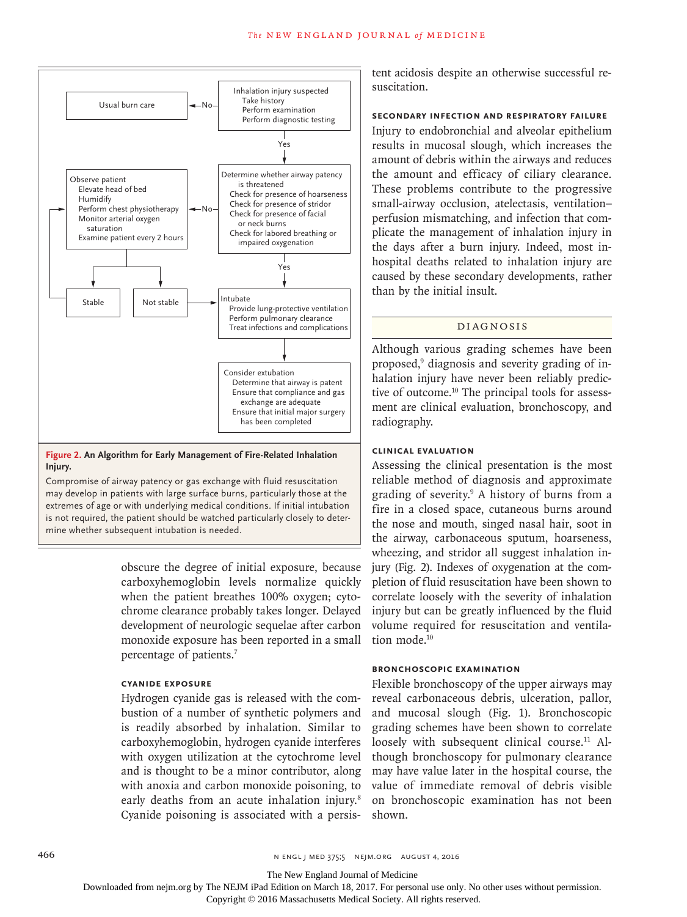Usual burn care ←No— Inhalation injury suspected
- Take history
- Perform examination
- Perform diagnostic testing

↓ Yes

Determine whether airway patency is threatened
- Check for presence of hoarseness
- Check for presence of stridor
- Check for presence of facial or neck burns
- Check for labored breathing or impaired oxygenation

—No→ Observe patient
- Elevate head of bed
- Humidify
- Perform chest physiotherapy
- Monitor arterial oxygen saturation
- Examine patient every 2 hours

→ Stable (return to Observe patient) / Not stable (→ Intubate)

↓ Yes

Intubate
- Provide lung-protective ventilation
- Perform pulmonary clearance
- Treat infections and complications

↓

Consider extubation
- Determine that airway is patent
- Ensure that compliance and gas exchange are adequate
- Ensure that initial major surgery has been completed

**Figure 2. An Algorithm for Early Management of Fire-Related Inhalation Injury.**

Compromise of airway patency or gas exchange with fluid resuscitation may develop in patients with large surface burns, particularly those at the extremes of age or with underlying medical conditions. If initial intubation is not required, the patient should be watched particularly closely to determine whether subsequent intubation is needed.

obscure the degree of initial exposure, because carboxyhemoglobin levels normalize quickly when the patient breathes 100% oxygen; cytochrome clearance probably takes longer. Delayed development of neurologic sequelae after carbon monoxide exposure has been reported in a small percentage of patients.[7]

### CYANIDE EXPOSURE

Hydrogen cyanide gas is released with the combustion of a number of synthetic polymers and is readily absorbed by inhalation. Similar to carboxyhemoglobin, hydrogen cyanide interferes with oxygen utilization at the cytochrome level and is thought to be a minor contributor, along with anoxia and carbon monoxide poisoning, to early deaths from an acute inhalation injury.[8] Cyanide poisoning is associated with a persistent acidosis despite an otherwise successful resuscitation.

### SECONDARY INFECTION AND RESPIRATORY FAILURE

Injury to endobronchial and alveolar epithelium results in mucosal slough, which increases the amount of debris within the airways and reduces the amount and efficacy of ciliary clearance. These problems contribute to the progressive small-airway occlusion, atelectasis, ventilation–perfusion mismatching, and infection that complicate the management of inhalation injury in the days after a burn injury. Indeed, most in-hospital deaths related to inhalation injury are caused by these secondary developments, rather than by the initial insult.

## DIAGNOSIS

Although various grading schemes have been proposed,[9] diagnosis and severity grading of inhalation injury have never been reliably predictive of outcome.[10] The principal tools for assessment are clinical evaluation, bronchoscopy, and radiography.

### CLINICAL EVALUATION

Assessing the clinical presentation is the most reliable method of diagnosis and approximate grading of severity.[9] A history of burns from a fire in a closed space, cutaneous burns around the nose and mouth, singed nasal hair, soot in the airway, carbonaceous sputum, hoarseness, wheezing, and stridor all suggest inhalation injury (Fig. 2). Indexes of oxygenation at the completion of fluid resuscitation have been shown to correlate loosely with the severity of inhalation injury but can be greatly influenced by the fluid volume required for resuscitation and ventilation mode.[10]

### BRONCHOSCOPIC EXAMINATION

Flexible bronchoscopy of the upper airways may reveal carbonaceous debris, ulceration, pallor, and mucosal slough (Fig. 1). Bronchoscopic grading schemes have been shown to correlate loosely with subsequent clinical course.[11] Although bronchoscopy for pulmonary clearance may have value later in the hospital course, the value of immediate removal of debris visible on bronchoscopic examination has not been shown.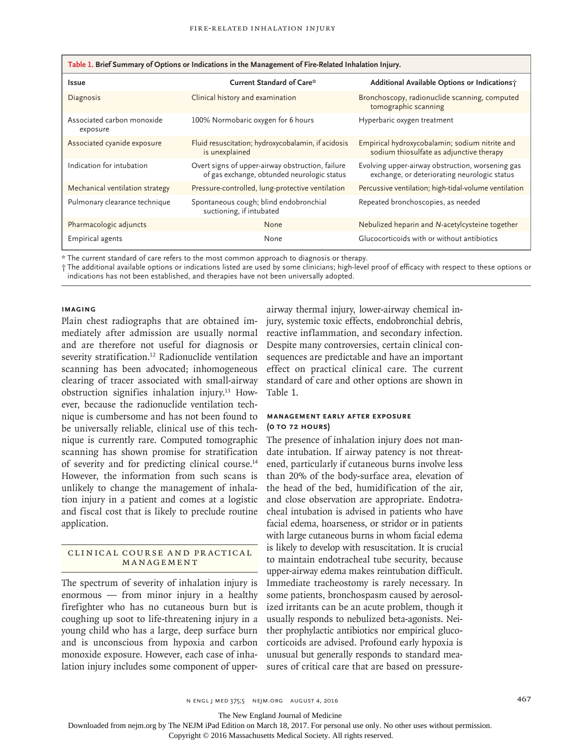**Table 1. Brief Summary of Options or Indications in the Management of Fire-Related Inhalation Injury.**

| Issue | Current Standard of Care* | Additional Available Options or Indications† |
|---|---|---|
| Diagnosis | Clinical history and examination | Bronchoscopy, radionuclide scanning, computed tomographic scanning |
| Associated carbon monoxide exposure | 100% Normobaric oxygen for 6 hours | Hyperbaric oxygen treatment |
| Associated cyanide exposure | Fluid resuscitation; hydroxycobalamin, if acidosis is unexplained | Empirical hydroxycobalamin; sodium nitrite and sodium thiosulfate as adjunctive therapy |
| Indication for intubation | Overt signs of upper-airway obstruction, failure of gas exchange, obtunded neurologic status | Evolving upper-airway obstruction, worsening gas exchange, or deteriorating neurologic status |
| Mechanical ventilation strategy | Pressure-controlled, lung-protective ventilation | Percussive ventilation; high-tidal-volume ventilation |
| Pulmonary clearance technique | Spontaneous cough; blind endobronchial suctioning, if intubated | Repeated bronchoscopies, as needed |
| Pharmacologic adjuncts | None | Nebulized heparin and *N*-acetylcysteine together |
| Empirical agents | None | Glucocorticoids with or without antibiotics |

\* The current standard of care refers to the most common approach to diagnosis or therapy.

† The additional available options or indications listed are used by some clinicians; high-level proof of efficacy with respect to these options or indications has not been established, and therapies have not been universally adopted.

### Imaging

Plain chest radiographs that are obtained immediately after admission are usually normal and are therefore not useful for diagnosis or severity stratification.[12] Radionuclide ventilation scanning has been advocated; inhomogeneous clearing of tracer associated with small-airway obstruction signifies inhalation injury.[13] However, because the radionuclide ventilation technique is cumbersome and has not been found to be universally reliable, clinical use of this technique is currently rare. Computed tomographic scanning has shown promise for stratification of severity and for predicting clinical course.[14] However, the information from such scans is unlikely to change the management of inhalation injury in a patient and comes at a logistic and fiscal cost that is likely to preclude routine application.

## Clinical Course and Practical Management

The spectrum of severity of inhalation injury is enormous — from minor injury in a healthy firefighter who has no cutaneous burn but is coughing up soot to life-threatening injury in a young child who has a large, deep surface burn and is unconscious from hypoxia and carbon monoxide exposure. However, each case of inhalation injury includes some component of upper-airway thermal injury, lower-airway chemical injury, systemic toxic effects, endobronchial debris, reactive inflammation, and secondary infection. Despite many controversies, certain clinical consequences are predictable and have an important effect on practical clinical care. The current standard of care and other options are shown in Table 1.

### Management Early after Exposure (0 to 72 Hours)

The presence of inhalation injury does not mandate intubation. If airway patency is not threatened, particularly if cutaneous burns involve less than 20% of the body-surface area, elevation of the head of the bed, humidification of the air, and close observation are appropriate. Endotracheal intubation is advised in patients who have facial edema, hoarseness, or stridor or in patients with large cutaneous burns in whom facial edema is likely to develop with resuscitation. It is crucial to maintain endotracheal tube security, because upper-airway edema makes reintubation difficult. Immediate tracheostomy is rarely necessary. In some patients, bronchospasm caused by aerosolized irritants can be an acute problem, though it usually responds to nebulized beta-agonists. Neither prophylactic antibiotics nor empirical glucocorticoids are advised. Profound early hypoxia is unusual but generally responds to standard measures of critical care that are based on pressure-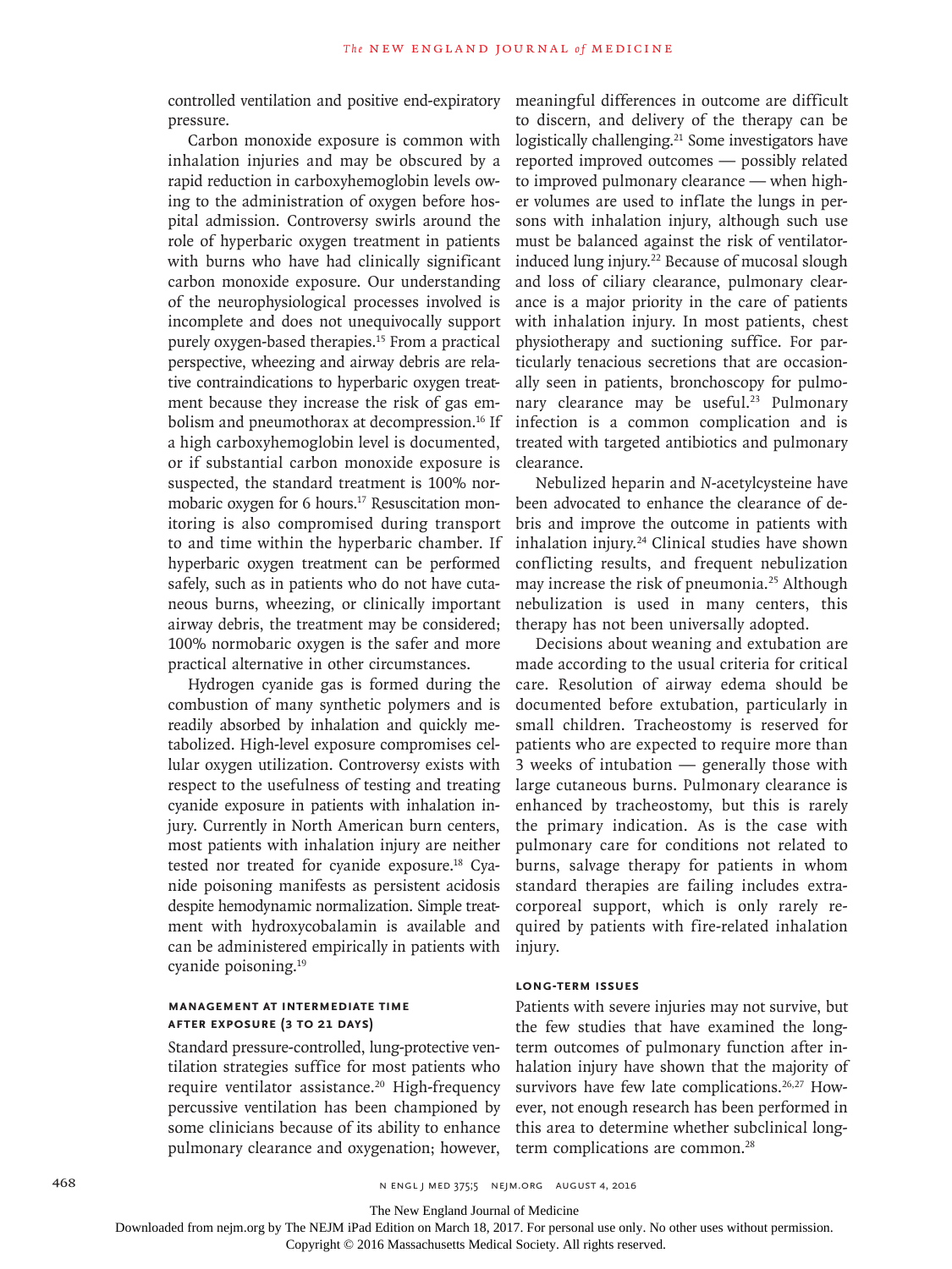controlled ventilation and positive end-expiratory pressure.

Carbon monoxide exposure is common with inhalation injuries and may be obscured by a rapid reduction in carboxyhemoglobin levels owing to the administration of oxygen before hospital admission. Controversy swirls around the role of hyperbaric oxygen treatment in patients with burns who have had clinically significant carbon monoxide exposure. Our understanding of the neurophysiological processes involved is incomplete and does not unequivocally support purely oxygen-based therapies.[15] From a practical perspective, wheezing and airway debris are relative contraindications to hyperbaric oxygen treatment because they increase the risk of gas embolism and pneumothorax at decompression.[16] If a high carboxyhemoglobin level is documented, or if substantial carbon monoxide exposure is suspected, the standard treatment is 100% normobaric oxygen for 6 hours.[17] Resuscitation monitoring is also compromised during transport to and time within the hyperbaric chamber. If hyperbaric oxygen treatment can be performed safely, such as in patients who do not have cutaneous burns, wheezing, or clinically important airway debris, the treatment may be considered; 100% normobaric oxygen is the safer and more practical alternative in other circumstances.

Hydrogen cyanide gas is formed during the combustion of many synthetic polymers and is readily absorbed by inhalation and quickly metabolized. High-level exposure compromises cellular oxygen utilization. Controversy exists with respect to the usefulness of testing and treating cyanide exposure in patients with inhalation injury. Currently in North American burn centers, most patients with inhalation injury are neither tested nor treated for cyanide exposure.[18] Cyanide poisoning manifests as persistent acidosis despite hemodynamic normalization. Simple treatment with hydroxycobalamin is available and can be administered empirically in patients with cyanide poisoning.[19]

### Management at Intermediate Time after Exposure (3 to 21 Days)

Standard pressure-controlled, lung-protective ventilation strategies suffice for most patients who require ventilator assistance.[20] High-frequency percussive ventilation has been championed by some clinicians because of its ability to enhance pulmonary clearance and oxygenation; however, meaningful differences in outcome are difficult to discern, and delivery of the therapy can be logistically challenging.[21] Some investigators have reported improved outcomes — possibly related to improved pulmonary clearance — when higher volumes are used to inflate the lungs in persons with inhalation injury, although such use must be balanced against the risk of ventilator-induced lung injury.[22] Because of mucosal slough and loss of ciliary clearance, pulmonary clearance is a major priority in the care of patients with inhalation injury. In most patients, chest physiotherapy and suctioning suffice. For particularly tenacious secretions that are occasionally seen in patients, bronchoscopy for pulmonary clearance may be useful.[23] Pulmonary infection is a common complication and is treated with targeted antibiotics and pulmonary clearance.

Nebulized heparin and *N*-acetylcysteine have been advocated to enhance the clearance of debris and improve the outcome in patients with inhalation injury.[24] Clinical studies have shown conflicting results, and frequent nebulization may increase the risk of pneumonia.[25] Although nebulization is used in many centers, this therapy has not been universally adopted.

Decisions about weaning and extubation are made according to the usual criteria for critical care. Resolution of airway edema should be documented before extubation, particularly in small children. Tracheostomy is reserved for patients who are expected to require more than 3 weeks of intubation — generally those with large cutaneous burns. Pulmonary clearance is enhanced by tracheostomy, but this is rarely the primary indication. As is the case with pulmonary care for conditions not related to burns, salvage therapy for patients in whom standard therapies are failing includes extracorporeal support, which is only rarely required by patients with fire-related inhalation injury.

### Long-Term Issues

Patients with severe injuries may not survive, but the few studies that have examined the long-term outcomes of pulmonary function after inhalation injury have shown that the majority of survivors have few late complications.[26,27] However, not enough research has been performed in this area to determine whether subclinical long-term complications are common.[28]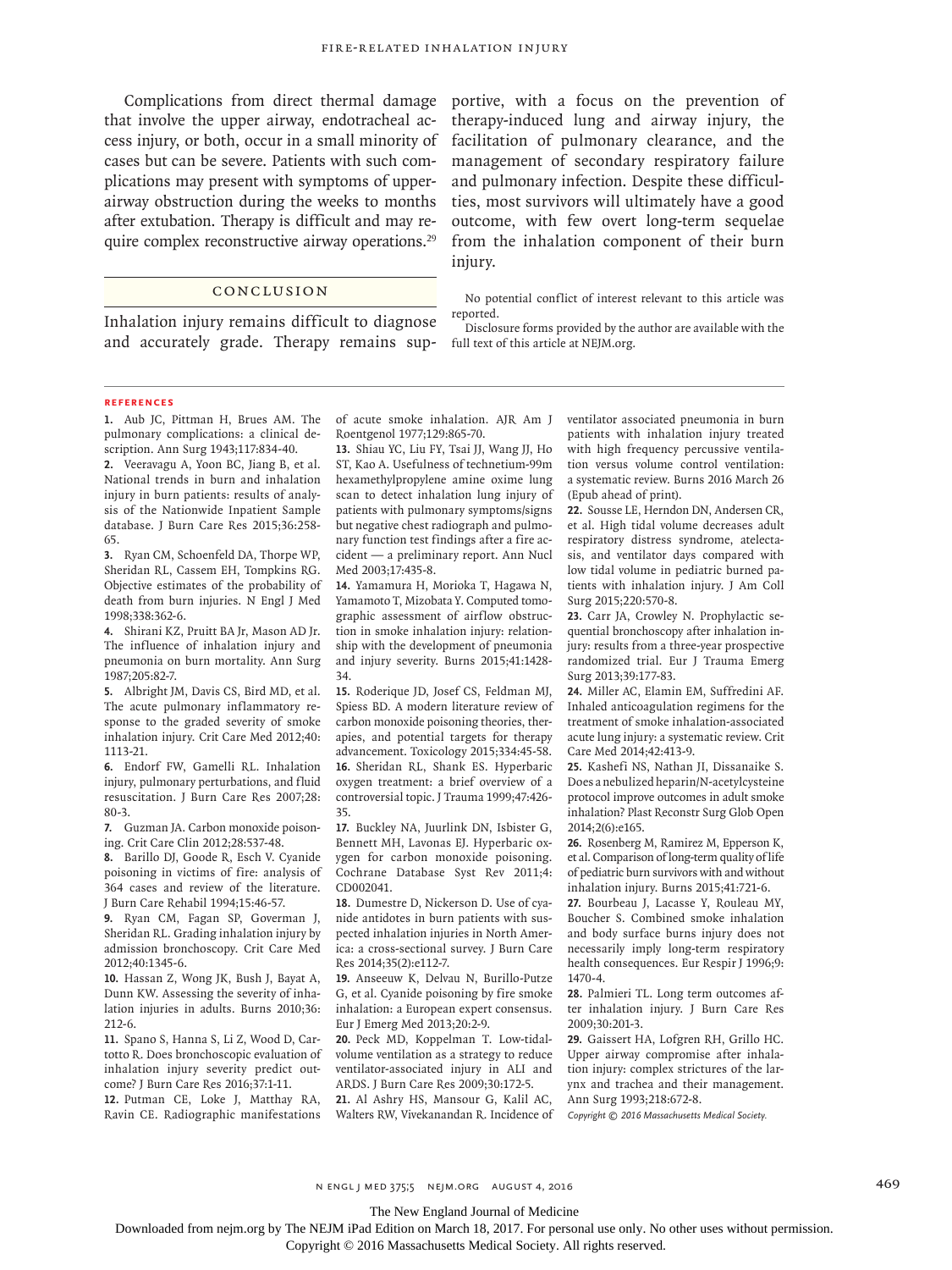Complications from direct thermal damage that involve the upper airway, endotracheal access injury, or both, occur in a small minority of cases but can be severe. Patients with such complications may present with symptoms of upper-airway obstruction during the weeks to months after extubation. Therapy is difficult and may require complex reconstructive airway operations.[29]

## Conclusion

Inhalation injury remains difficult to diagnose and accurately grade. Therapy remains supportive, with a focus on the prevention of therapy-induced lung and airway injury, the facilitation of pulmonary clearance, and the management of secondary respiratory failure and pulmonary infection. Despite these difficulties, most survivors will ultimately have a good outcome, with few overt long-term sequelae from the inhalation component of their burn injury.

No potential conflict of interest relevant to this article was reported.

Disclosure forms provided by the author are available with the full text of this article at NEJM.org.

## References

1. Aub JC, Pittman H, Brues AM. The pulmonary complications: a clinical description. Ann Surg 1943;117:834-40.
2. Veeravagu A, Yoon BC, Jiang B, et al. National trends in burn and inhalation injury in burn patients: results of analysis of the Nationwide Inpatient Sample database. J Burn Care Res 2015;36:258-65.
3. Ryan CM, Schoenfeld DA, Thorpe WP, Sheridan RL, Cassem EH, Tompkins RG. Objective estimates of the probability of death from burn injuries. N Engl J Med 1998;338:362-6.
4. Shirani KZ, Pruitt BA Jr, Mason AD Jr. The influence of inhalation injury and pneumonia on burn mortality. Ann Surg 1987;205:82-7.
5. Albright JM, Davis CS, Bird MD, et al. The acute pulmonary inflammatory response to the graded severity of smoke inhalation injury. Crit Care Med 2012;40:1113-21.
6. Endorf FW, Gamelli RL. Inhalation injury, pulmonary perturbations, and fluid resuscitation. J Burn Care Res 2007;28:80-3.
7. Guzman JA. Carbon monoxide poisoning. Crit Care Clin 2012;28:537-48.
8. Barillo DJ, Goode R, Esch V. Cyanide poisoning in victims of fire: analysis of 364 cases and review of the literature. J Burn Care Rehabil 1994;15:46-57.
9. Ryan CM, Fagan SP, Goverman J, Sheridan RL. Grading inhalation injury by admission bronchoscopy. Crit Care Med 2012;40:1345-6.
10. Hassan Z, Wong JK, Bush J, Bayat A, Dunn KW. Assessing the severity of inhalation injuries in adults. Burns 2010;36:212-6.
11. Spano S, Hanna S, Li Z, Wood D, Cartotto R. Does bronchoscopic evaluation of inhalation injury severity predict outcome? J Burn Care Res 2016;37:1-11.
12. Putman CE, Loke J, Matthay RA, Ravin CE. Radiographic manifestations of acute smoke inhalation. AJR Am J Roentgenol 1977;129:865-70.
13. Shiau YC, Liu FY, Tsai JJ, Wang JJ, Ho ST, Kao A. Usefulness of technetium-99m hexamethylpropylene amine oxime lung scan to detect inhalation lung injury of patients with pulmonary symptoms/signs but negative chest radiograph and pulmonary function test findings after a fire accident — a preliminary report. Ann Nucl Med 2003;17:435-8.
14. Yamamura H, Morioka T, Hagawa N, Yamamoto T, Mizobata Y. Computed tomographic assessment of airflow obstruction in smoke inhalation injury: relationship with the development of pneumonia and injury severity. Burns 2015;41:1428-34.
15. Roderique JD, Josef CS, Feldman MJ, Spiess BD. A modern literature review of carbon monoxide poisoning theories, therapies, and potential targets for therapy advancement. Toxicology 2015;334:45-58.
16. Sheridan RL, Shank ES. Hyperbaric oxygen treatment: a brief overview of a controversial topic. J Trauma 1999;47:426-35.
17. Buckley NA, Juurlink DN, Isbister G, Bennett MH, Lavonas EJ. Hyperbaric oxygen for carbon monoxide poisoning. Cochrane Database Syst Rev 2011;4:CD002041.
18. Dumestre D, Nickerson D. Use of cyanide antidotes in burn patients with suspected inhalation injuries in North America: a cross-sectional survey. J Burn Care Res 2014;35(2):e112-7.
19. Anseeuw K, Delvau N, Burillo-Putze G, et al. Cyanide poisoning by fire smoke inhalation: a European expert consensus. Eur J Emerg Med 2013;20:2-9.
20. Peck MD, Koppelman T. Low-tidal-volume ventilation as a strategy to reduce ventilator-associated injury in ALI and ARDS. J Burn Care Res 2009;30:172-5.
21. Al Ashry HS, Mansour G, Kalil AC, Walters RW, Vivekanandan R. Incidence of ventilator associated pneumonia in burn patients with inhalation injury treated with high frequency percussive ventilation versus volume control ventilation: a systematic review. Burns 2016 March 26 (Epub ahead of print).
22. Sousse LE, Herndon DN, Andersen CR, et al. High tidal volume decreases adult respiratory distress syndrome, atelectasis, and ventilator days compared with low tidal volume in pediatric burned patients with inhalation injury. J Am Coll Surg 2015;220:570-8.
23. Carr JA, Crowley N. Prophylactic sequential bronchoscopy after inhalation injury: results from a three-year prospective randomized trial. Eur J Trauma Emerg Surg 2013;39:177-83.
24. Miller AC, Elamin EM, Suffredini AF. Inhaled anticoagulation regimens for the treatment of smoke inhalation-associated acute lung injury: a systematic review. Crit Care Med 2014;42:413-9.
25. Kashefi NS, Nathan JI, Dissanaike S. Does a nebulized heparin/N-acetylcysteine protocol improve outcomes in adult smoke inhalation? Plast Reconstr Surg Glob Open 2014;2(6):e165.
26. Rosenberg M, Ramirez M, Epperson K, et al. Comparison of long-term quality of life of pediatric burn survivors with and without inhalation injury. Burns 2015;41:721-6.
27. Bourbeau J, Lacasse Y, Rouleau MY, Boucher S. Combined smoke inhalation and body surface burns injury does not necessarily imply long-term respiratory health consequences. Eur Respir J 1996;9:1470-4.
28. Palmieri TL. Long term outcomes after inhalation injury. J Burn Care Res 2009;30:201-3.
29. Gaissert HA, Lofgren RH, Grillo HC. Upper airway compromise after inhalation injury: complex strictures of the larynx and trachea and their management. Ann Surg 1993;218:672-8.

*Copyright © 2016 Massachusetts Medical Society.*